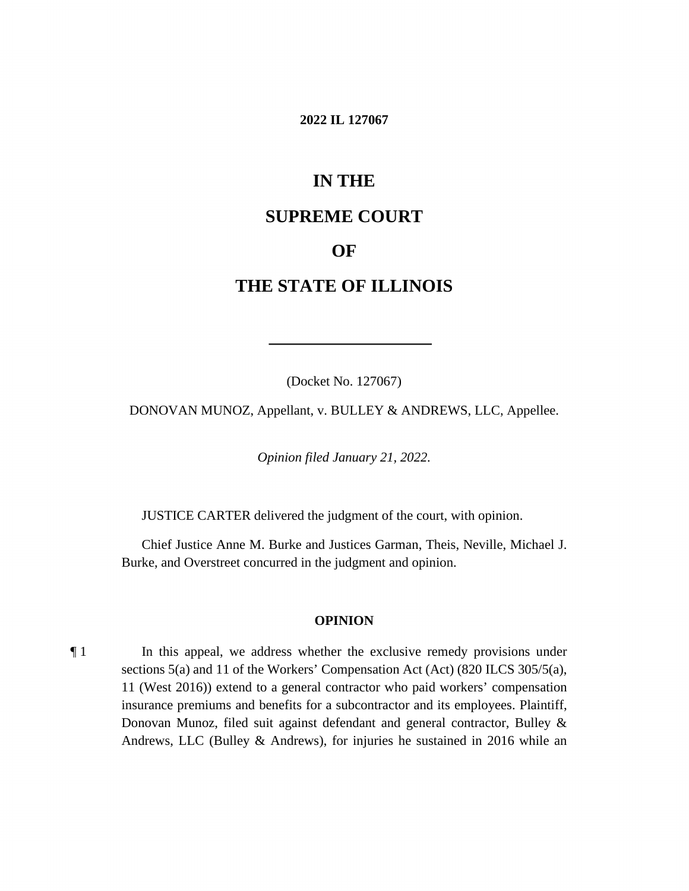**2022 IL 127067**

# IN THE

# SUPREME COURT

# OF

# THE STATE OF ILLINOIS

---

(Docket No. 127067)

DONOVAN MUNOZ, Appellant, v. BULLEY & ANDREWS, LLC, Appellee.

*Opinion filed January 21, 2022.*

JUSTICE CARTER delivered the judgment of the court, with opinion.

Chief Justice Anne M. Burke and Justices Garman, Theis, Neville, Michael J. Burke, and Overstreet concurred in the judgment and opinion.

## OPINION

¶ 1 In this appeal, we address whether the exclusive remedy provisions under sections 5(a) and 11 of the Workers' Compensation Act (Act) (820 ILCS 305/5(a), 11 (West 2016)) extend to a general contractor who paid workers' compensation insurance premiums and benefits for a subcontractor and its employees. Plaintiff, Donovan Munoz, filed suit against defendant and general contractor, Bulley & Andrews, LLC (Bulley & Andrews), for injuries he sustained in 2016 while an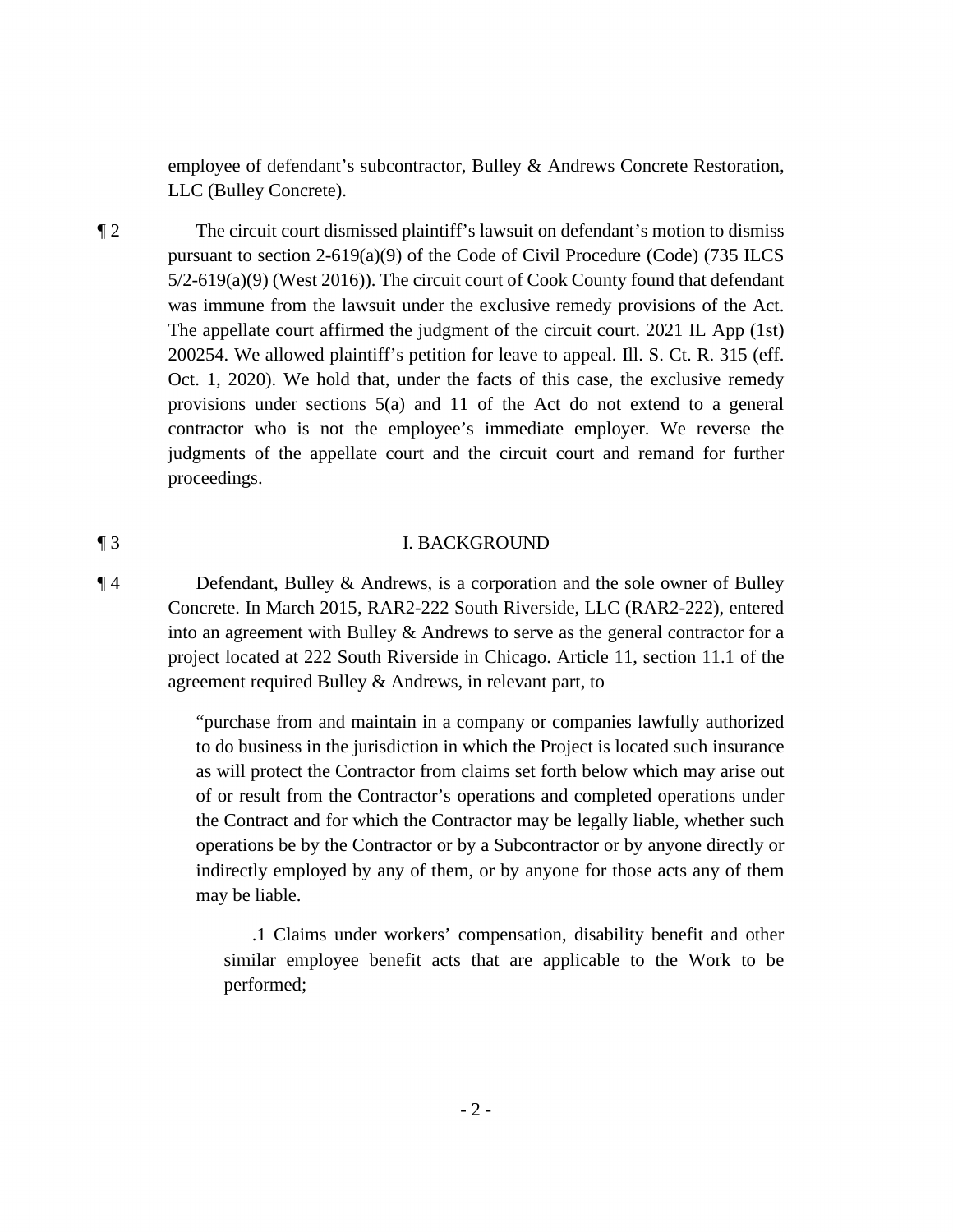employee of defendant's subcontractor, Bulley & Andrews Concrete Restoration, LLC (Bulley Concrete).

¶ 2 The circuit court dismissed plaintiff's lawsuit on defendant's motion to dismiss pursuant to section 2-619(a)(9) of the Code of Civil Procedure (Code) (735 ILCS 5/2-619(a)(9) (West 2016)). The circuit court of Cook County found that defendant was immune from the lawsuit under the exclusive remedy provisions of the Act. The appellate court affirmed the judgment of the circuit court. 2021 IL App (1st) 200254. We allowed plaintiff's petition for leave to appeal. Ill. S. Ct. R. 315 (eff. Oct. 1, 2020). We hold that, under the facts of this case, the exclusive remedy provisions under sections 5(a) and 11 of the Act do not extend to a general contractor who is not the employee's immediate employer. We reverse the judgments of the appellate court and the circuit court and remand for further proceedings.

¶ 3

## I. BACKGROUND

¶ 4 Defendant, Bulley & Andrews, is a corporation and the sole owner of Bulley Concrete. In March 2015, RAR2-222 South Riverside, LLC (RAR2-222), entered into an agreement with Bulley & Andrews to serve as the general contractor for a project located at 222 South Riverside in Chicago. Article 11, section 11.1 of the agreement required Bulley & Andrews, in relevant part, to

> "purchase from and maintain in a company or companies lawfully authorized to do business in the jurisdiction in which the Project is located such insurance as will protect the Contractor from claims set forth below which may arise out of or result from the Contractor's operations and completed operations under the Contract and for which the Contractor may be legally liable, whether such operations be by the Contractor or by a Subcontractor or by anyone directly or indirectly employed by any of them, or by anyone for those acts any of them may be liable.
>
> > .1 Claims under workers' compensation, disability benefit and other similar employee benefit acts that are applicable to the Work to be performed;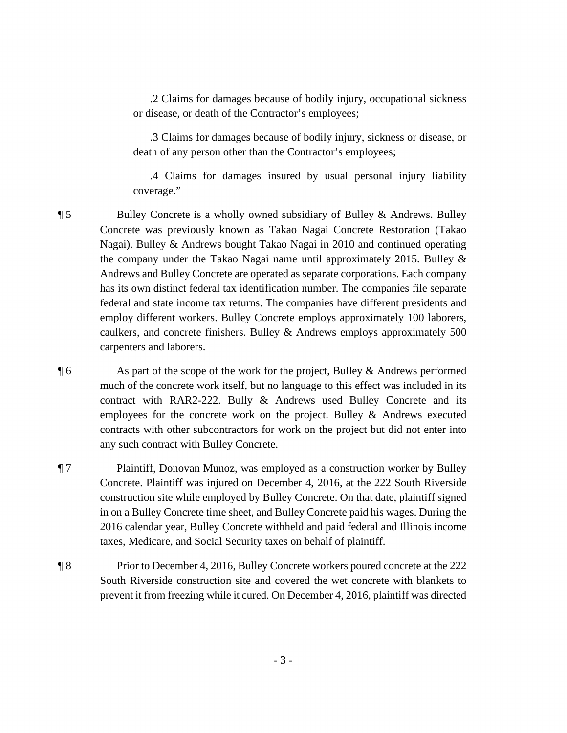.2 Claims for damages because of bodily injury, occupational sickness or disease, or death of the Contractor's employees;

.3 Claims for damages because of bodily injury, sickness or disease, or death of any person other than the Contractor's employees;

.4 Claims for damages insured by usual personal injury liability coverage."

¶ 5 Bulley Concrete is a wholly owned subsidiary of Bulley & Andrews. Bulley Concrete was previously known as Takao Nagai Concrete Restoration (Takao Nagai). Bulley & Andrews bought Takao Nagai in 2010 and continued operating the company under the Takao Nagai name until approximately 2015. Bulley & Andrews and Bulley Concrete are operated as separate corporations. Each company has its own distinct federal tax identification number. The companies file separate federal and state income tax returns. The companies have different presidents and employ different workers. Bulley Concrete employs approximately 100 laborers, caulkers, and concrete finishers. Bulley & Andrews employs approximately 500 carpenters and laborers.

¶ 6 As part of the scope of the work for the project, Bulley & Andrews performed much of the concrete work itself, but no language to this effect was included in its contract with RAR2-222. Bully & Andrews used Bulley Concrete and its employees for the concrete work on the project. Bulley & Andrews executed contracts with other subcontractors for work on the project but did not enter into any such contract with Bulley Concrete.

¶ 7 Plaintiff, Donovan Munoz, was employed as a construction worker by Bulley Concrete. Plaintiff was injured on December 4, 2016, at the 222 South Riverside construction site while employed by Bulley Concrete. On that date, plaintiff signed in on a Bulley Concrete time sheet, and Bulley Concrete paid his wages. During the 2016 calendar year, Bulley Concrete withheld and paid federal and Illinois income taxes, Medicare, and Social Security taxes on behalf of plaintiff.

¶ 8 Prior to December 4, 2016, Bulley Concrete workers poured concrete at the 222 South Riverside construction site and covered the wet concrete with blankets to prevent it from freezing while it cured. On December 4, 2016, plaintiff was directed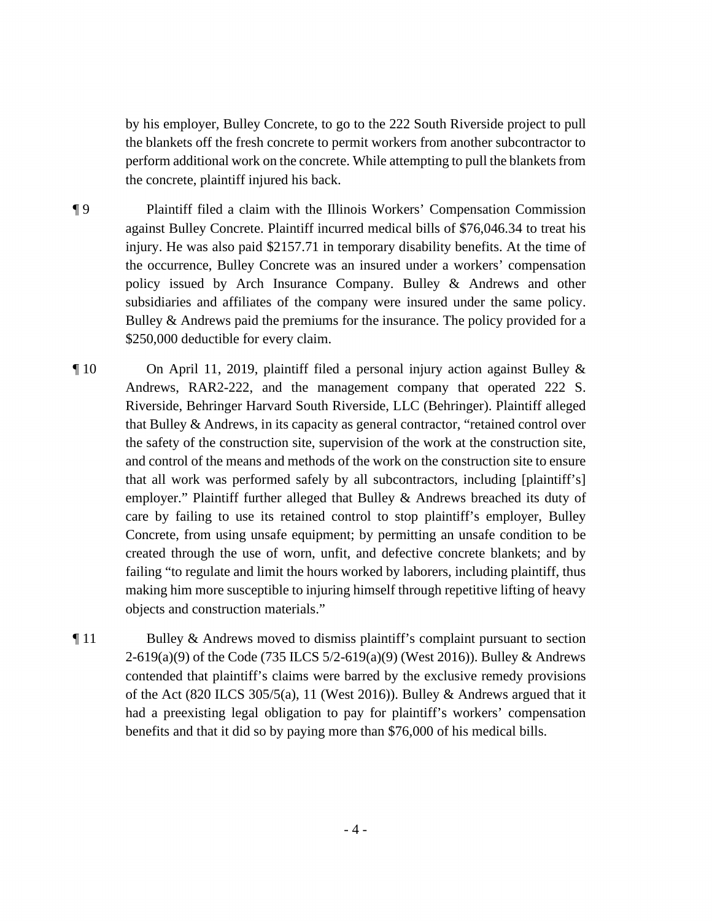by his employer, Bulley Concrete, to go to the 222 South Riverside project to pull the blankets off the fresh concrete to permit workers from another subcontractor to perform additional work on the concrete. While attempting to pull the blankets from the concrete, plaintiff injured his back.

¶ 9 Plaintiff filed a claim with the Illinois Workers' Compensation Commission against Bulley Concrete. Plaintiff incurred medical bills of $76,046.34 to treat his injury. He was also paid $2157.71 in temporary disability benefits. At the time of the occurrence, Bulley Concrete was an insured under a workers' compensation policy issued by Arch Insurance Company. Bulley & Andrews and other subsidiaries and affiliates of the company were insured under the same policy. Bulley & Andrews paid the premiums for the insurance. The policy provided for a $250,000 deductible for every claim.

¶ 10 On April 11, 2019, plaintiff filed a personal injury action against Bulley & Andrews, RAR2-222, and the management company that operated 222 S. Riverside, Behringer Harvard South Riverside, LLC (Behringer). Plaintiff alleged that Bulley & Andrews, in its capacity as general contractor, "retained control over the safety of the construction site, supervision of the work at the construction site, and control of the means and methods of the work on the construction site to ensure that all work was performed safely by all subcontractors, including [plaintiff's] employer." Plaintiff further alleged that Bulley & Andrews breached its duty of care by failing to use its retained control to stop plaintiff's employer, Bulley Concrete, from using unsafe equipment; by permitting an unsafe condition to be created through the use of worn, unfit, and defective concrete blankets; and by failing "to regulate and limit the hours worked by laborers, including plaintiff, thus making him more susceptible to injuring himself through repetitive lifting of heavy objects and construction materials."

¶ 11 Bulley & Andrews moved to dismiss plaintiff's complaint pursuant to section 2-619(a)(9) of the Code (735 ILCS 5/2-619(a)(9) (West 2016)). Bulley & Andrews contended that plaintiff's claims were barred by the exclusive remedy provisions of the Act (820 ILCS 305/5(a), 11 (West 2016)). Bulley & Andrews argued that it had a preexisting legal obligation to pay for plaintiff's workers' compensation benefits and that it did so by paying more than $76,000 of his medical bills.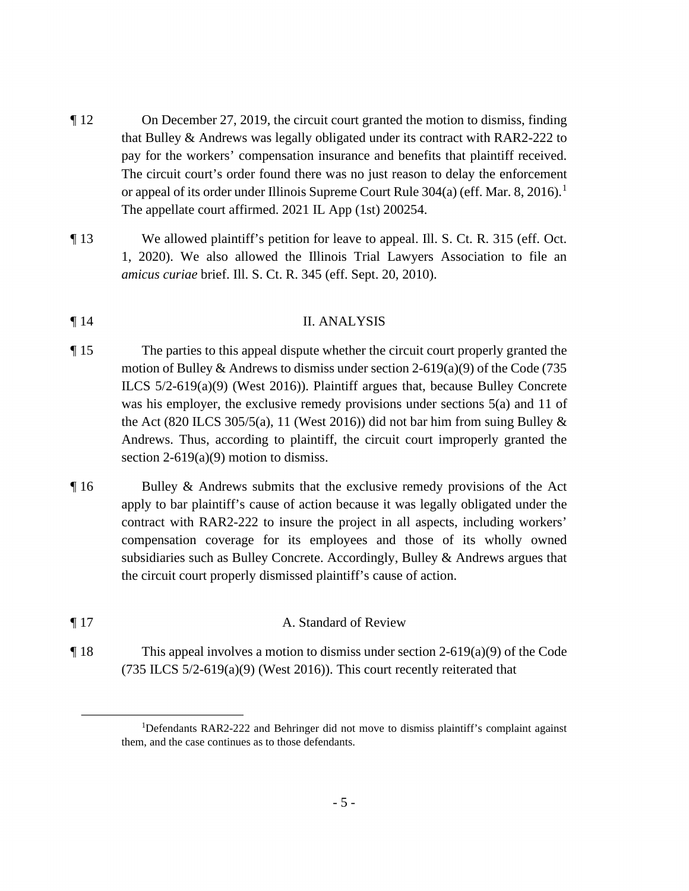¶ 12 On December 27, 2019, the circuit court granted the motion to dismiss, finding that Bulley & Andrews was legally obligated under its contract with RAR2-222 to pay for the workers' compensation insurance and benefits that plaintiff received. The circuit court's order found there was no just reason to delay the enforcement or appeal of its order under Illinois Supreme Court Rule 304(a) (eff. Mar. 8, 2016).[1] The appellate court affirmed. 2021 IL App (1st) 200254.

¶ 13 We allowed plaintiff's petition for leave to appeal. Ill. S. Ct. R. 315 (eff. Oct. 1, 2020). We also allowed the Illinois Trial Lawyers Association to file an *amicus curiae* brief. Ill. S. Ct. R. 345 (eff. Sept. 20, 2010).

## ¶ 14 II. ANALYSIS

¶ 15 The parties to this appeal dispute whether the circuit court properly granted the motion of Bulley & Andrews to dismiss under section 2-619(a)(9) of the Code (735 ILCS 5/2-619(a)(9) (West 2016)). Plaintiff argues that, because Bulley Concrete was his employer, the exclusive remedy provisions under sections 5(a) and 11 of the Act (820 ILCS 305/5(a), 11 (West 2016)) did not bar him from suing Bulley & Andrews. Thus, according to plaintiff, the circuit court improperly granted the section 2-619(a)(9) motion to dismiss.

¶ 16 Bulley & Andrews submits that the exclusive remedy provisions of the Act apply to bar plaintiff's cause of action because it was legally obligated under the contract with RAR2-222 to insure the project in all aspects, including workers' compensation coverage for its employees and those of its wholly owned subsidiaries such as Bulley Concrete. Accordingly, Bulley & Andrews argues that the circuit court properly dismissed plaintiff's cause of action.

### ¶ 17 A. Standard of Review

¶ 18 This appeal involves a motion to dismiss under section 2-619(a)(9) of the Code (735 ILCS 5/2-619(a)(9) (West 2016)). This court recently reiterated that

[1]Defendants RAR2-222 and Behringer did not move to dismiss plaintiff's complaint against them, and the case continues as to those defendants.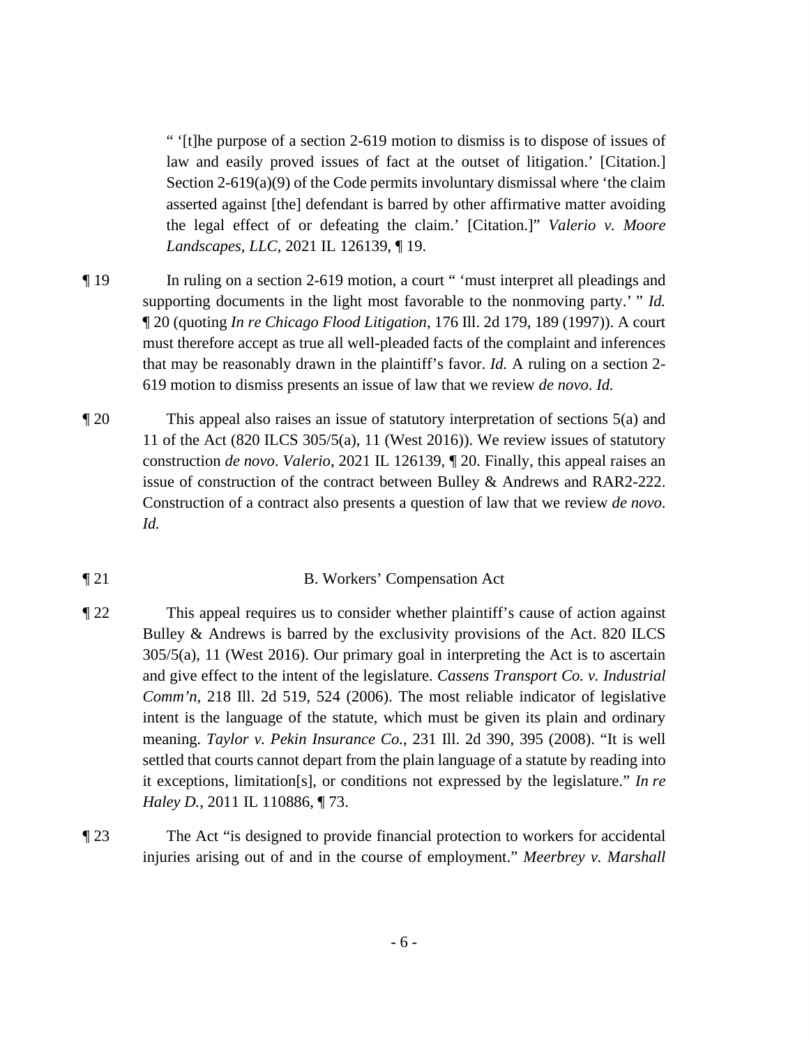> " '[t]he purpose of a section 2-619 motion to dismiss is to dispose of issues of law and easily proved issues of fact at the outset of litigation.' [Citation.] Section 2-619(a)(9) of the Code permits involuntary dismissal where 'the claim asserted against [the] defendant is barred by other affirmative matter avoiding the legal effect of or defeating the claim.' [Citation.]" *Valerio v. Moore Landscapes, LLC*, 2021 IL 126139, ¶ 19.

¶ 19 In ruling on a section 2-619 motion, a court " 'must interpret all pleadings and supporting documents in the light most favorable to the nonmoving party.' " *Id.* ¶ 20 (quoting *In re Chicago Flood Litigation*, 176 Ill. 2d 179, 189 (1997)). A court must therefore accept as true all well-pleaded facts of the complaint and inferences that may be reasonably drawn in the plaintiff's favor. *Id.* A ruling on a section 2-619 motion to dismiss presents an issue of law that we review *de novo*. *Id.*

¶ 20 This appeal also raises an issue of statutory interpretation of sections 5(a) and 11 of the Act (820 ILCS 305/5(a), 11 (West 2016)). We review issues of statutory construction *de novo*. *Valerio*, 2021 IL 126139, ¶ 20. Finally, this appeal raises an issue of construction of the contract between Bulley & Andrews and RAR2-222. Construction of a contract also presents a question of law that we review *de novo*. *Id.*

¶ 21 B. Workers' Compensation Act

¶ 22 This appeal requires us to consider whether plaintiff's cause of action against Bulley & Andrews is barred by the exclusivity provisions of the Act. 820 ILCS 305/5(a), 11 (West 2016). Our primary goal in interpreting the Act is to ascertain and give effect to the intent of the legislature. *Cassens Transport Co. v. Industrial Comm'n*, 218 Ill. 2d 519, 524 (2006). The most reliable indicator of legislative intent is the language of the statute, which must be given its plain and ordinary meaning. *Taylor v. Pekin Insurance Co.*, 231 Ill. 2d 390, 395 (2008). "It is well settled that courts cannot depart from the plain language of a statute by reading into it exceptions, limitation[s], or conditions not expressed by the legislature." *In re Haley D.*, 2011 IL 110886, ¶ 73.

¶ 23 The Act "is designed to provide financial protection to workers for accidental injuries arising out of and in the course of employment." *Meerbrey v. Marshall*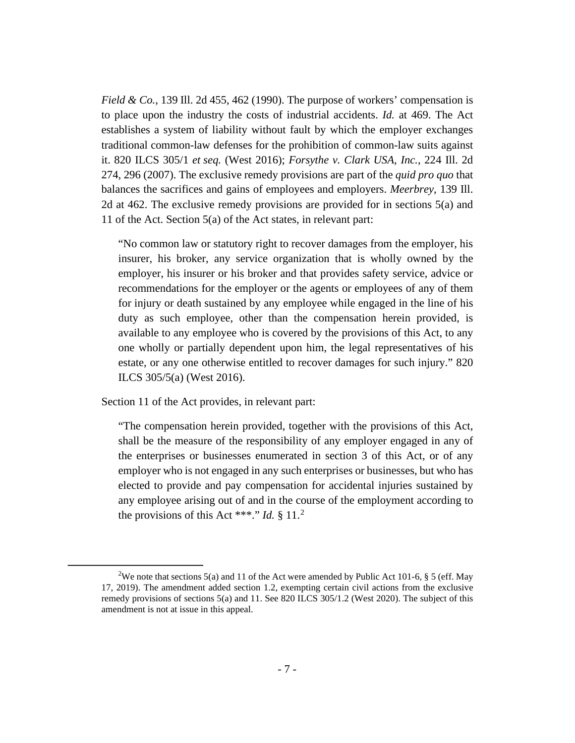*Field & Co.*, 139 Ill. 2d 455, 462 (1990). The purpose of workers' compensation is to place upon the industry the costs of industrial accidents. *Id.* at 469. The Act establishes a system of liability without fault by which the employer exchanges traditional common-law defenses for the prohibition of common-law suits against it. 820 ILCS 305/1 *et seq.* (West 2016); *Forsythe v. Clark USA, Inc.*, 224 Ill. 2d 274, 296 (2007). The exclusive remedy provisions are part of the *quid pro quo* that balances the sacrifices and gains of employees and employers. *Meerbrey*, 139 Ill. 2d at 462. The exclusive remedy provisions are provided for in sections 5(a) and 11 of the Act. Section 5(a) of the Act states, in relevant part:

> "No common law or statutory right to recover damages from the employer, his insurer, his broker, any service organization that is wholly owned by the employer, his insurer or his broker and that provides safety service, advice or recommendations for the employer or the agents or employees of any of them for injury or death sustained by any employee while engaged in the line of his duty as such employee, other than the compensation herein provided, is available to any employee who is covered by the provisions of this Act, to any one wholly or partially dependent upon him, the legal representatives of his estate, or any one otherwise entitled to recover damages for such injury." 820 ILCS 305/5(a) (West 2016).

Section 11 of the Act provides, in relevant part:

> "The compensation herein provided, together with the provisions of this Act, shall be the measure of the responsibility of any employer engaged in any of the enterprises or businesses enumerated in section 3 of this Act, or of any employer who is not engaged in any such enterprises or businesses, but who has elected to provide and pay compensation for accidental injuries sustained by any employee arising out of and in the course of the employment according to the provisions of this Act ***." *Id.* § 11.[2]

---

[2]We note that sections 5(a) and 11 of the Act were amended by Public Act 101-6, § 5 (eff. May 17, 2019). The amendment added section 1.2, exempting certain civil actions from the exclusive remedy provisions of sections 5(a) and 11. See 820 ILCS 305/1.2 (West 2020). The subject of this amendment is not at issue in this appeal.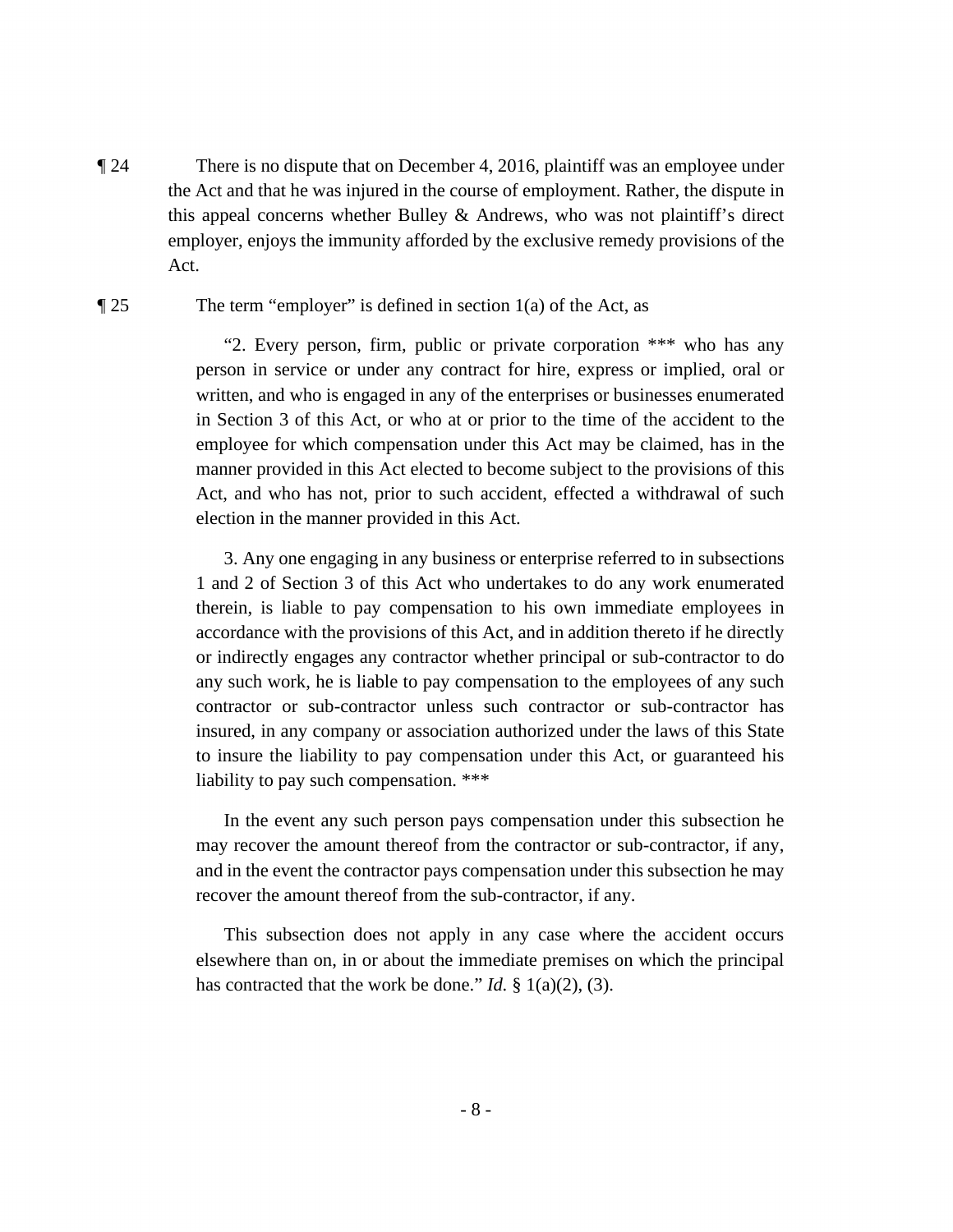¶ 24 There is no dispute that on December 4, 2016, plaintiff was an employee under the Act and that he was injured in the course of employment. Rather, the dispute in this appeal concerns whether Bulley & Andrews, who was not plaintiff's direct employer, enjoys the immunity afforded by the exclusive remedy provisions of the Act.

¶ 25 The term "employer" is defined in section 1(a) of the Act, as

> "2. Every person, firm, public or private corporation *** who has any person in service or under any contract for hire, express or implied, oral or written, and who is engaged in any of the enterprises or businesses enumerated in Section 3 of this Act, or who at or prior to the time of the accident to the employee for which compensation under this Act may be claimed, has in the manner provided in this Act elected to become subject to the provisions of this Act, and who has not, prior to such accident, effected a withdrawal of such election in the manner provided in this Act.
>
> 3. Any one engaging in any business or enterprise referred to in subsections 1 and 2 of Section 3 of this Act who undertakes to do any work enumerated therein, is liable to pay compensation to his own immediate employees in accordance with the provisions of this Act, and in addition thereto if he directly or indirectly engages any contractor whether principal or sub-contractor to do any such work, he is liable to pay compensation to the employees of any such contractor or sub-contractor unless such contractor or sub-contractor has insured, in any company or association authorized under the laws of this State to insure the liability to pay compensation under this Act, or guaranteed his liability to pay such compensation. ***
>
> In the event any such person pays compensation under this subsection he may recover the amount thereof from the contractor or sub-contractor, if any, and in the event the contractor pays compensation under this subsection he may recover the amount thereof from the sub-contractor, if any.
>
> This subsection does not apply in any case where the accident occurs elsewhere than on, in or about the immediate premises on which the principal has contracted that the work be done." *Id.* § 1(a)(2), (3).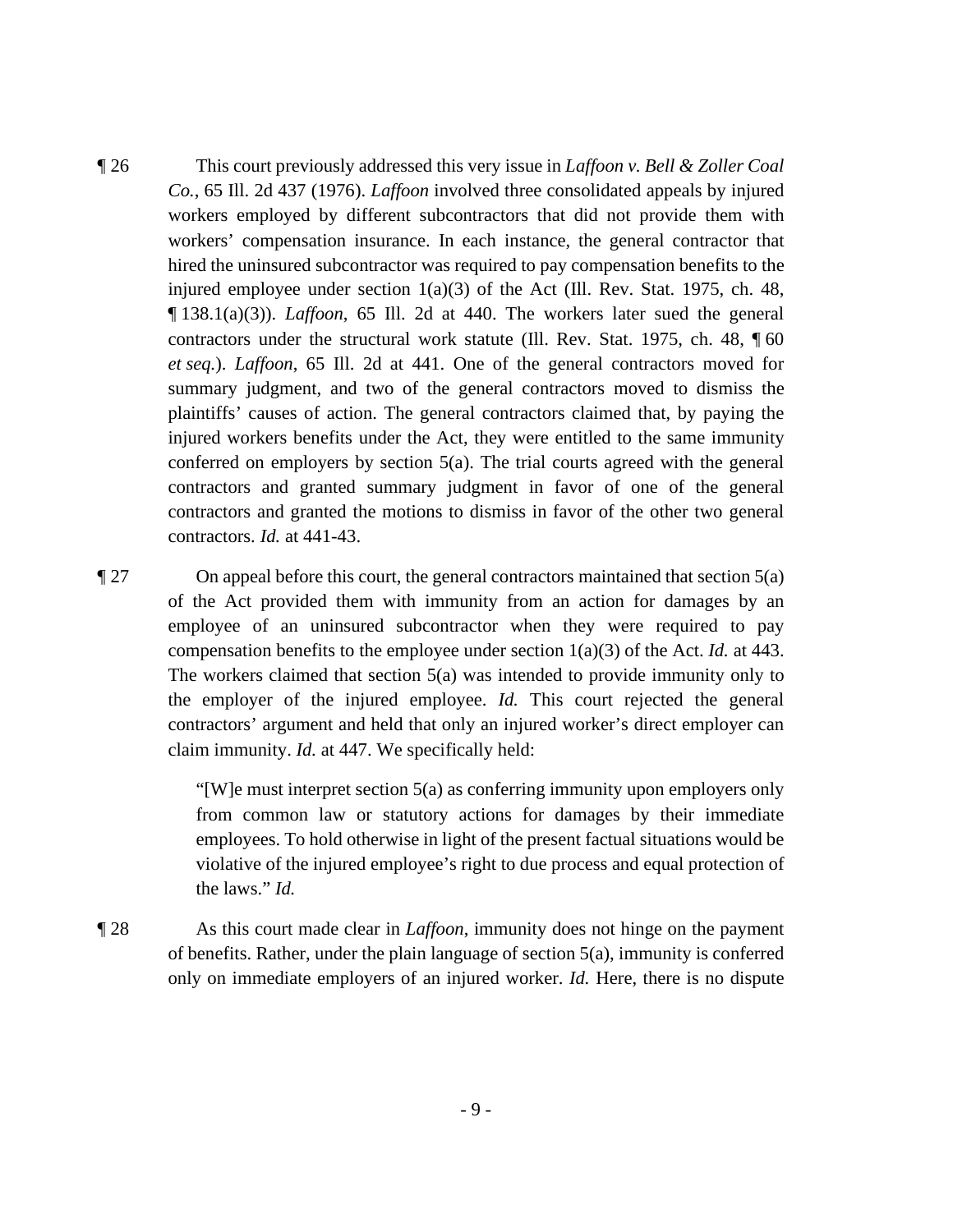¶ 26 This court previously addressed this very issue in *Laffoon v. Bell & Zoller Coal Co.*, 65 Ill. 2d 437 (1976). *Laffoon* involved three consolidated appeals by injured workers employed by different subcontractors that did not provide them with workers' compensation insurance. In each instance, the general contractor that hired the uninsured subcontractor was required to pay compensation benefits to the injured employee under section 1(a)(3) of the Act (Ill. Rev. Stat. 1975, ch. 48, ¶ 138.1(a)(3)). *Laffoon*, 65 Ill. 2d at 440. The workers later sued the general contractors under the structural work statute (Ill. Rev. Stat. 1975, ch. 48, ¶ 60 *et seq.*). *Laffoon*, 65 Ill. 2d at 441. One of the general contractors moved for summary judgment, and two of the general contractors moved to dismiss the plaintiffs' causes of action. The general contractors claimed that, by paying the injured workers benefits under the Act, they were entitled to the same immunity conferred on employers by section 5(a). The trial courts agreed with the general contractors and granted summary judgment in favor of one of the general contractors and granted the motions to dismiss in favor of the other two general contractors. *Id.* at 441-43.

¶ 27 On appeal before this court, the general contractors maintained that section 5(a) of the Act provided them with immunity from an action for damages by an employee of an uninsured subcontractor when they were required to pay compensation benefits to the employee under section 1(a)(3) of the Act. *Id.* at 443. The workers claimed that section 5(a) was intended to provide immunity only to the employer of the injured employee. *Id.* This court rejected the general contractors' argument and held that only an injured worker's direct employer can claim immunity. *Id.* at 447. We specifically held:

> "[W]e must interpret section 5(a) as conferring immunity upon employers only from common law or statutory actions for damages by their immediate employees. To hold otherwise in light of the present factual situations would be violative of the injured employee's right to due process and equal protection of the laws." *Id.*

¶ 28 As this court made clear in *Laffoon*, immunity does not hinge on the payment of benefits. Rather, under the plain language of section 5(a), immunity is conferred only on immediate employers of an injured worker. *Id.* Here, there is no dispute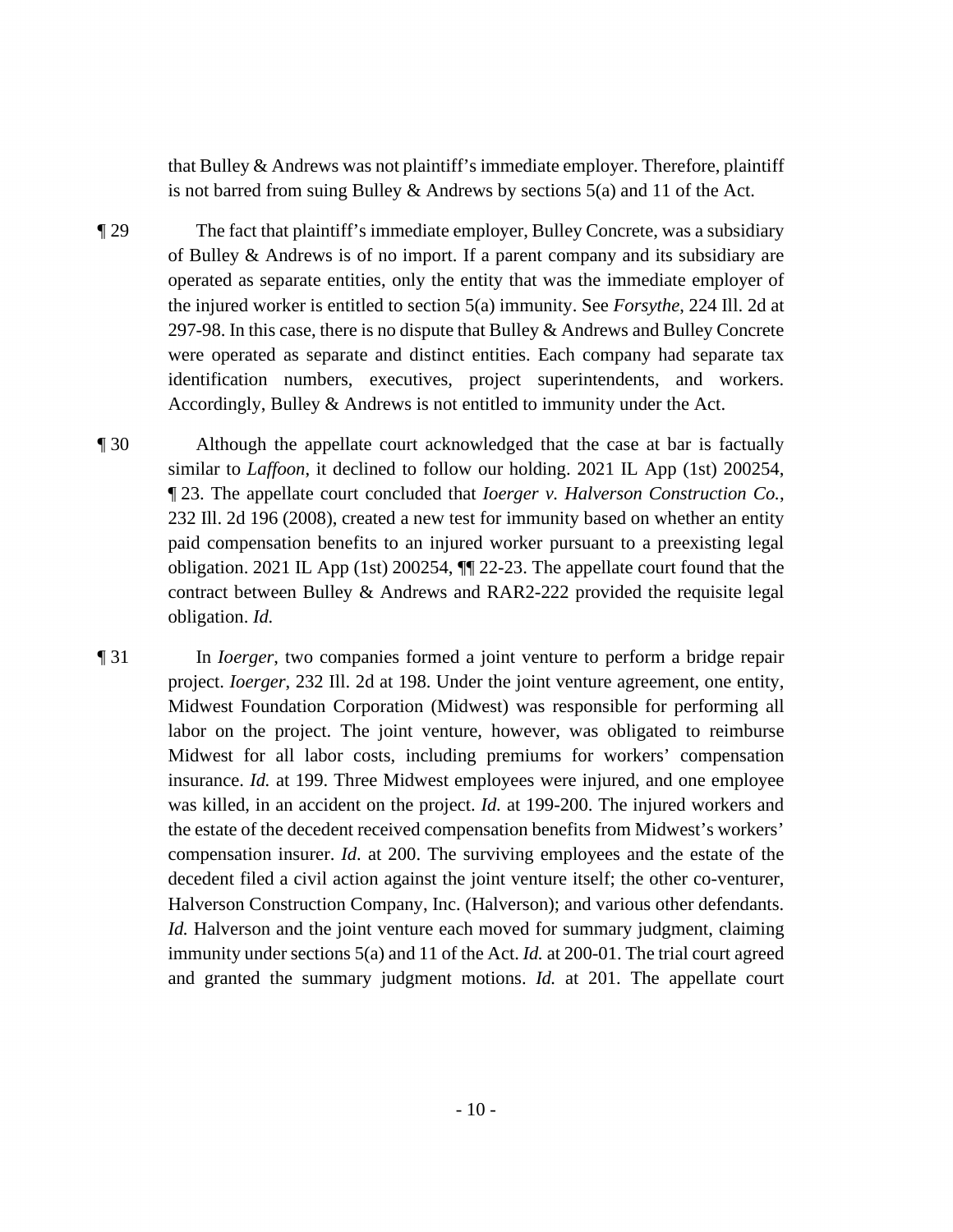that Bulley & Andrews was not plaintiff's immediate employer. Therefore, plaintiff is not barred from suing Bulley & Andrews by sections 5(a) and 11 of the Act.

¶ 29 The fact that plaintiff's immediate employer, Bulley Concrete, was a subsidiary of Bulley & Andrews is of no import. If a parent company and its subsidiary are operated as separate entities, only the entity that was the immediate employer of the injured worker is entitled to section 5(a) immunity. See *Forsythe*, 224 Ill. 2d at 297-98. In this case, there is no dispute that Bulley & Andrews and Bulley Concrete were operated as separate and distinct entities. Each company had separate tax identification numbers, executives, project superintendents, and workers. Accordingly, Bulley & Andrews is not entitled to immunity under the Act.

¶ 30 Although the appellate court acknowledged that the case at bar is factually similar to *Laffoon*, it declined to follow our holding. 2021 IL App (1st) 200254, ¶ 23. The appellate court concluded that *Ioerger v. Halverson Construction Co.*, 232 Ill. 2d 196 (2008), created a new test for immunity based on whether an entity paid compensation benefits to an injured worker pursuant to a preexisting legal obligation. 2021 IL App (1st) 200254, ¶¶ 22-23. The appellate court found that the contract between Bulley & Andrews and RAR2-222 provided the requisite legal obligation. *Id.*

¶ 31 In *Ioerger*, two companies formed a joint venture to perform a bridge repair project. *Ioerger*, 232 Ill. 2d at 198. Under the joint venture agreement, one entity, Midwest Foundation Corporation (Midwest) was responsible for performing all labor on the project. The joint venture, however, was obligated to reimburse Midwest for all labor costs, including premiums for workers' compensation insurance. *Id.* at 199. Three Midwest employees were injured, and one employee was killed, in an accident on the project. *Id.* at 199-200. The injured workers and the estate of the decedent received compensation benefits from Midwest's workers' compensation insurer. *Id.* at 200. The surviving employees and the estate of the decedent filed a civil action against the joint venture itself; the other co-venturer, Halverson Construction Company, Inc. (Halverson); and various other defendants. *Id.* Halverson and the joint venture each moved for summary judgment, claiming immunity under sections 5(a) and 11 of the Act. *Id.* at 200-01. The trial court agreed and granted the summary judgment motions. *Id.* at 201. The appellate court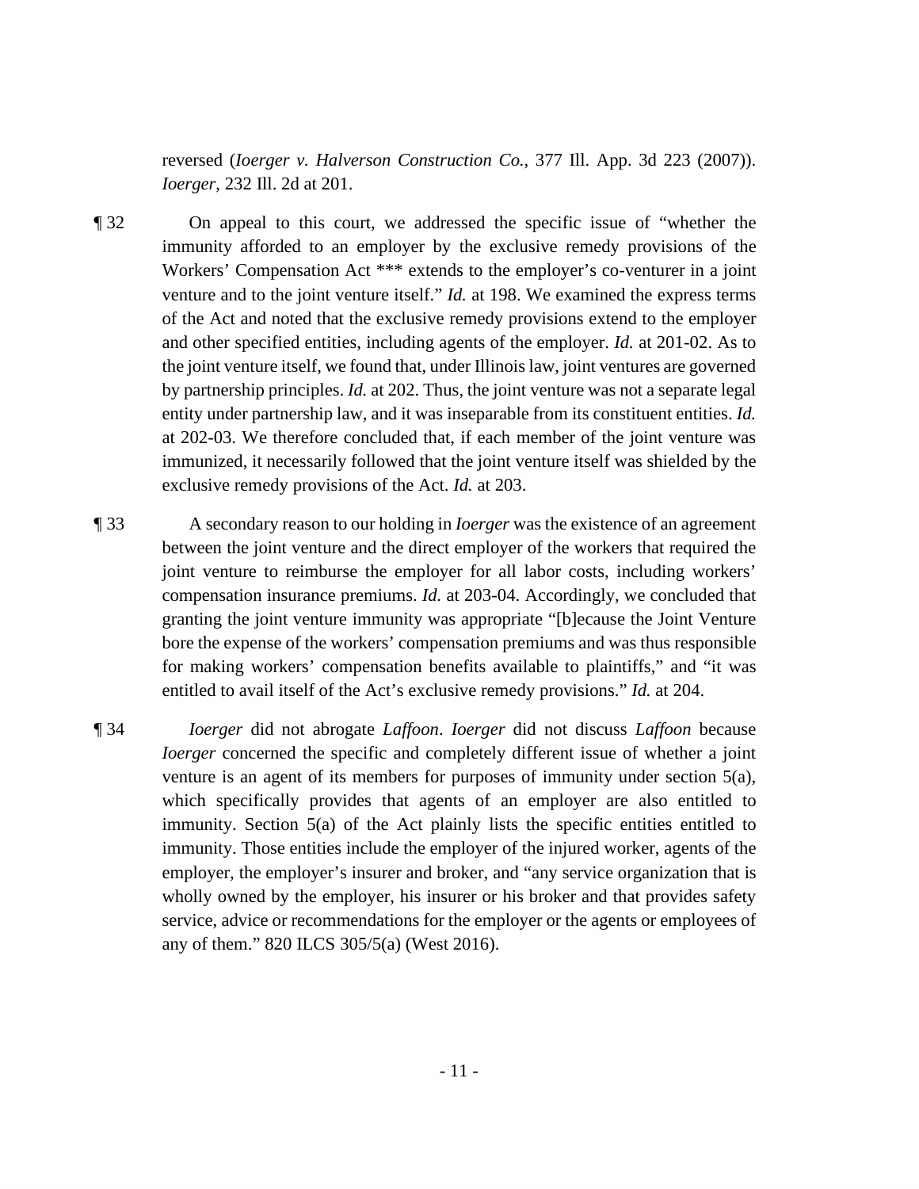reversed (*Ioerger v. Halverson Construction Co.*, 377 Ill. App. 3d 223 (2007)). *Ioerger*, 232 Ill. 2d at 201.

¶ 32 On appeal to this court, we addressed the specific issue of "whether the immunity afforded to an employer by the exclusive remedy provisions of the Workers' Compensation Act *** extends to the employer's co-venturer in a joint venture and to the joint venture itself." *Id.* at 198. We examined the express terms of the Act and noted that the exclusive remedy provisions extend to the employer and other specified entities, including agents of the employer. *Id.* at 201-02. As to the joint venture itself, we found that, under Illinois law, joint ventures are governed by partnership principles. *Id.* at 202. Thus, the joint venture was not a separate legal entity under partnership law, and it was inseparable from its constituent entities. *Id.* at 202-03. We therefore concluded that, if each member of the joint venture was immunized, it necessarily followed that the joint venture itself was shielded by the exclusive remedy provisions of the Act. *Id.* at 203.

¶ 33 A secondary reason to our holding in *Ioerger* was the existence of an agreement between the joint venture and the direct employer of the workers that required the joint venture to reimburse the employer for all labor costs, including workers' compensation insurance premiums. *Id.* at 203-04. Accordingly, we concluded that granting the joint venture immunity was appropriate "[b]ecause the Joint Venture bore the expense of the workers' compensation premiums and was thus responsible for making workers' compensation benefits available to plaintiffs," and "it was entitled to avail itself of the Act's exclusive remedy provisions." *Id.* at 204.

¶ 34 *Ioerger* did not abrogate *Laffoon*. *Ioerger* did not discuss *Laffoon* because *Ioerger* concerned the specific and completely different issue of whether a joint venture is an agent of its members for purposes of immunity under section 5(a), which specifically provides that agents of an employer are also entitled to immunity. Section 5(a) of the Act plainly lists the specific entities entitled to immunity. Those entities include the employer of the injured worker, agents of the employer, the employer's insurer and broker, and "any service organization that is wholly owned by the employer, his insurer or his broker and that provides safety service, advice or recommendations for the employer or the agents or employees of any of them." 820 ILCS 305/5(a) (West 2016).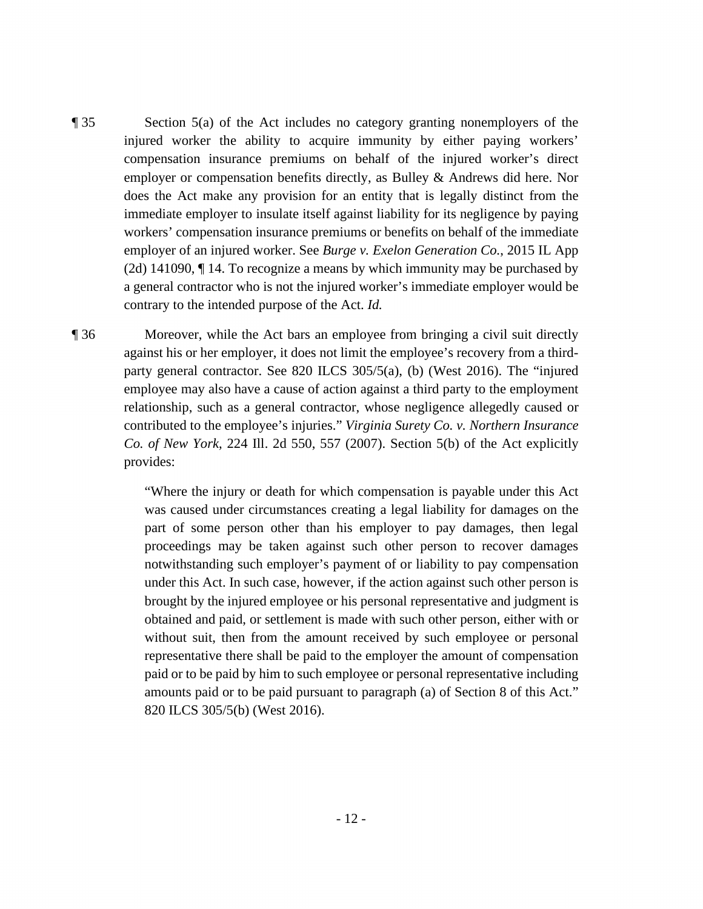¶ 35 Section 5(a) of the Act includes no category granting nonemployers of the injured worker the ability to acquire immunity by either paying workers' compensation insurance premiums on behalf of the injured worker's direct employer or compensation benefits directly, as Bulley & Andrews did here. Nor does the Act make any provision for an entity that is legally distinct from the immediate employer to insulate itself against liability for its negligence by paying workers' compensation insurance premiums or benefits on behalf of the immediate employer of an injured worker. See *Burge v. Exelon Generation Co.*, 2015 IL App (2d) 141090, ¶ 14. To recognize a means by which immunity may be purchased by a general contractor who is not the injured worker's immediate employer would be contrary to the intended purpose of the Act. *Id.*

¶ 36 Moreover, while the Act bars an employee from bringing a civil suit directly against his or her employer, it does not limit the employee's recovery from a third-party general contractor. See 820 ILCS 305/5(a), (b) (West 2016). The "injured employee may also have a cause of action against a third party to the employment relationship, such as a general contractor, whose negligence allegedly caused or contributed to the employee's injuries." *Virginia Surety Co. v. Northern Insurance Co. of New York*, 224 Ill. 2d 550, 557 (2007). Section 5(b) of the Act explicitly provides:

> "Where the injury or death for which compensation is payable under this Act was caused under circumstances creating a legal liability for damages on the part of some person other than his employer to pay damages, then legal proceedings may be taken against such other person to recover damages notwithstanding such employer's payment of or liability to pay compensation under this Act. In such case, however, if the action against such other person is brought by the injured employee or his personal representative and judgment is obtained and paid, or settlement is made with such other person, either with or without suit, then from the amount received by such employee or personal representative there shall be paid to the employer the amount of compensation paid or to be paid by him to such employee or personal representative including amounts paid or to be paid pursuant to paragraph (a) of Section 8 of this Act." 820 ILCS 305/5(b) (West 2016).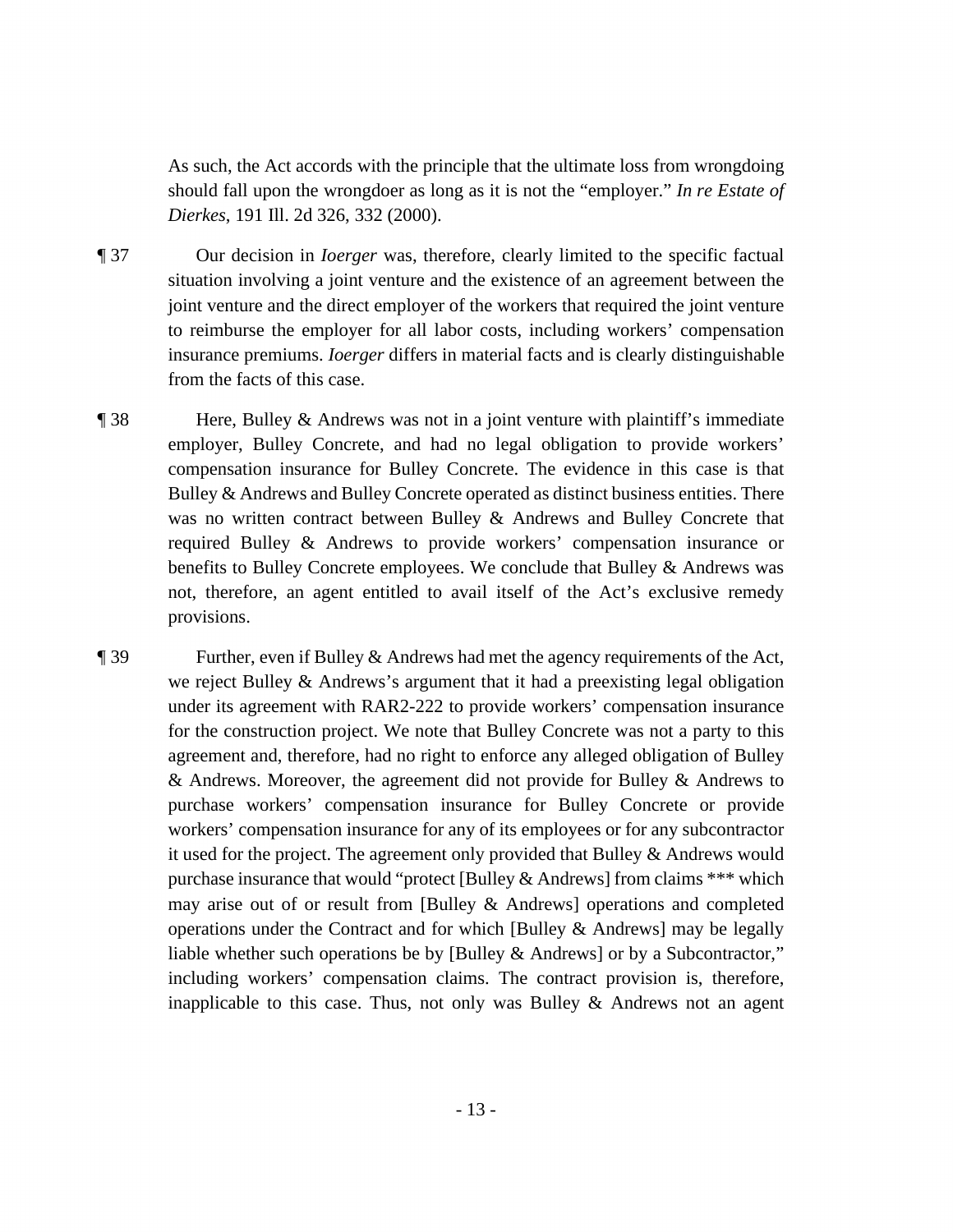As such, the Act accords with the principle that the ultimate loss from wrongdoing should fall upon the wrongdoer as long as it is not the "employer." *In re Estate of Dierkes*, 191 Ill. 2d 326, 332 (2000).

¶ 37 Our decision in *Ioerger* was, therefore, clearly limited to the specific factual situation involving a joint venture and the existence of an agreement between the joint venture and the direct employer of the workers that required the joint venture to reimburse the employer for all labor costs, including workers' compensation insurance premiums. *Ioerger* differs in material facts and is clearly distinguishable from the facts of this case.

¶ 38 Here, Bulley & Andrews was not in a joint venture with plaintiff's immediate employer, Bulley Concrete, and had no legal obligation to provide workers' compensation insurance for Bulley Concrete. The evidence in this case is that Bulley & Andrews and Bulley Concrete operated as distinct business entities. There was no written contract between Bulley & Andrews and Bulley Concrete that required Bulley & Andrews to provide workers' compensation insurance or benefits to Bulley Concrete employees. We conclude that Bulley & Andrews was not, therefore, an agent entitled to avail itself of the Act's exclusive remedy provisions.

¶ 39 Further, even if Bulley & Andrews had met the agency requirements of the Act, we reject Bulley & Andrews's argument that it had a preexisting legal obligation under its agreement with RAR2-222 to provide workers' compensation insurance for the construction project. We note that Bulley Concrete was not a party to this agreement and, therefore, had no right to enforce any alleged obligation of Bulley & Andrews. Moreover, the agreement did not provide for Bulley & Andrews to purchase workers' compensation insurance for Bulley Concrete or provide workers' compensation insurance for any of its employees or for any subcontractor it used for the project. The agreement only provided that Bulley & Andrews would purchase insurance that would "protect [Bulley & Andrews] from claims *** which may arise out of or result from [Bulley & Andrews] operations and completed operations under the Contract and for which [Bulley & Andrews] may be legally liable whether such operations be by [Bulley & Andrews] or by a Subcontractor," including workers' compensation claims. The contract provision is, therefore, inapplicable to this case. Thus, not only was Bulley & Andrews not an agent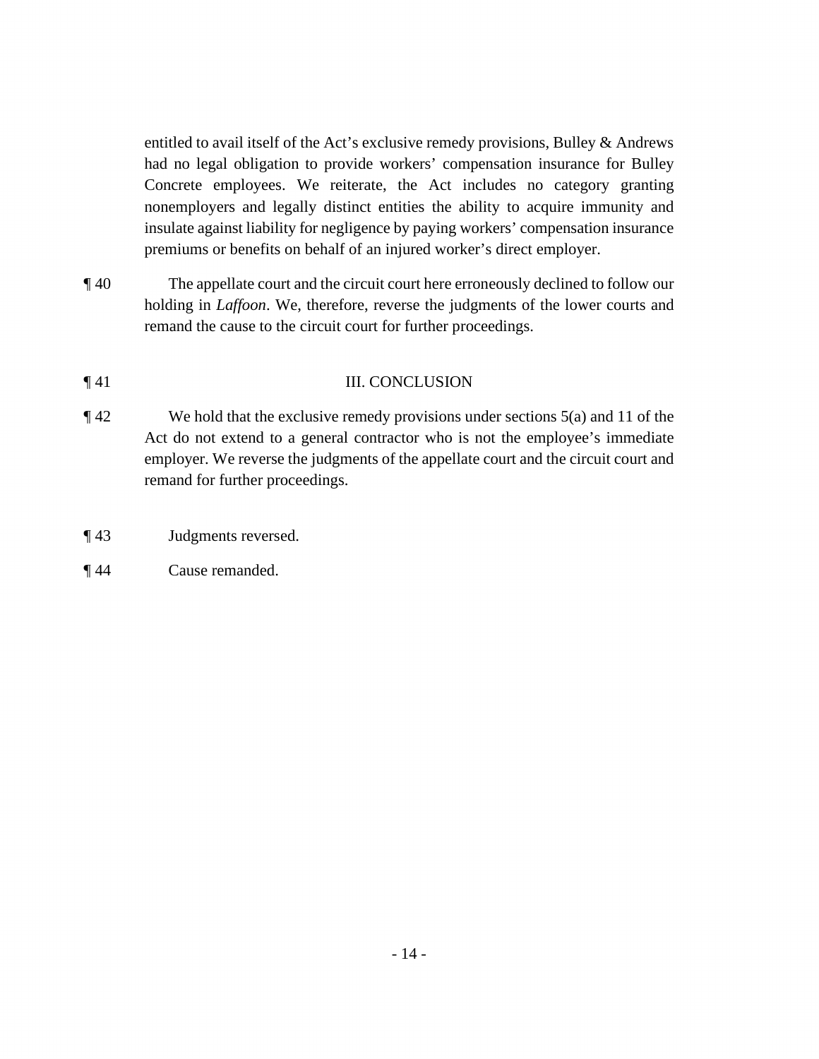entitled to avail itself of the Act's exclusive remedy provisions, Bulley & Andrews had no legal obligation to provide workers' compensation insurance for Bulley Concrete employees. We reiterate, the Act includes no category granting nonemployers and legally distinct entities the ability to acquire immunity and insulate against liability for negligence by paying workers' compensation insurance premiums or benefits on behalf of an injured worker's direct employer.

¶ 40 The appellate court and the circuit court here erroneously declined to follow our holding in *Laffoon*. We, therefore, reverse the judgments of the lower courts and remand the cause to the circuit court for further proceedings.

¶ 41 III. CONCLUSION

¶ 42 We hold that the exclusive remedy provisions under sections 5(a) and 11 of the Act do not extend to a general contractor who is not the employee's immediate employer. We reverse the judgments of the appellate court and the circuit court and remand for further proceedings.

¶ 43 Judgments reversed.

¶ 44 Cause remanded.